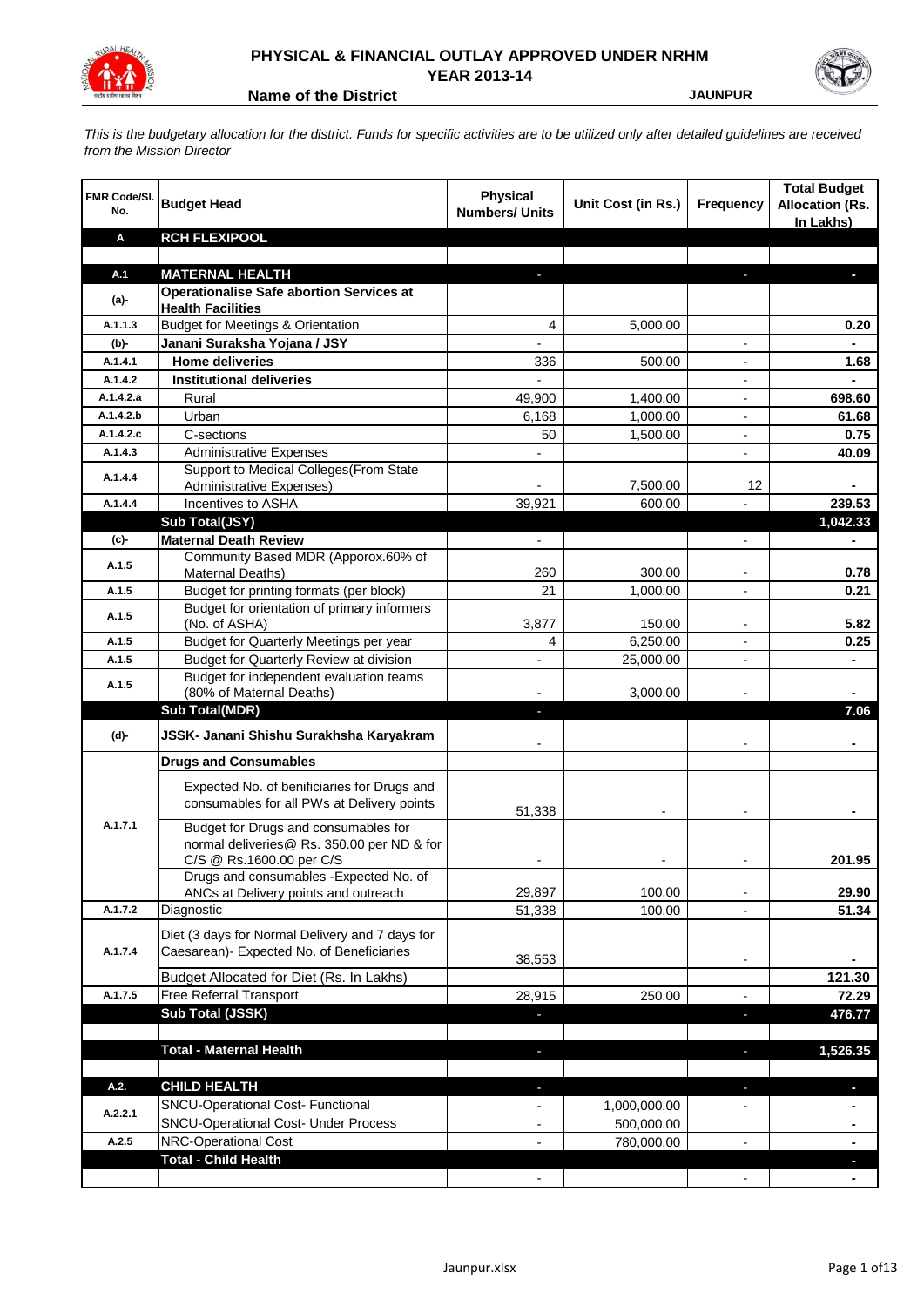# PHYSICAL & FINANCIAL OUTLAY APPROVED UNDER NRHM
## YEAR 2013-14

**Name of the District** **JAUNPUR**

*This is the budgetary allocation for the district. Funds for specific activities are to be utilized only after detailed guidelines are received from the Mission Director*

| FMR Code/Sl. No. | Budget Head | Physical Numbers/ Units | Unit Cost (in Rs.) | Frequency | Total Budget Allocation (Rs. In Lakhs) |
|---|---|---|---|---|---|
| **A** | **RCH FLEXIPOOL** | | | | |
| | | | | | |
| **A.1** | **MATERNAL HEALTH** | - | | - | - |
| (a)- | **Operationalise Safe abortion Services at Health Facilities** | | | | |
| A.1.1.3 | Budget for Meetings & Orientation | 4 | 5,000.00 | | 0.20 |
| (b)- | **Janani Suraksha Yojana / JSY** | - | | - | - |
| A.1.4.1 | **Home deliveries** | 336 | 500.00 | - | 1.68 |
| A.1.4.2 | **Institutional deliveries** | - | | - | - |
| A.1.4.2.a | Rural | 49,900 | 1,400.00 | - | 698.60 |
| A.1.4.2.b | Urban | 6,168 | 1,000.00 | - | 61.68 |
| A.1.4.2.c | C-sections | 50 | 1,500.00 | - | 0.75 |
| A.1.4.3 | Administrative Expenses | - | | - | 40.09 |
| A.1.4.4 | Support to Medical Colleges(From State Administrative Expenses) | - | 7,500.00 | 12 | - |
| A.1.4.4 | Incentives to ASHA | 39,921 | 600.00 | - | 239.53 |
| | **Sub Total(JSY)** | | | | **1,042.33** |
| (c)- | **Maternal Death Review** | - | | - | - |
| A.1.5 | Community Based MDR (Apporox.60% of Maternal Deaths) | 260 | 300.00 | - | 0.78 |
| A.1.5 | Budget for printing formats (per block) | 21 | 1,000.00 | - | 0.21 |
| A.1.5 | Budget for orientation of primary informers (No. of ASHA) | 3,877 | 150.00 | - | 5.82 |
| A.1.5 | Budget for Quarterly Meetings per year | 4 | 6,250.00 | - | 0.25 |
| A.1.5 | Budget for Quarterly Review at division | - | 25,000.00 | - | - |
| A.1.5 | Budget for independent evaluation teams (80% of Maternal Deaths) | - | 3,000.00 | - | - |
| | **Sub Total(MDR)** | - | | | **7.06** |
| (d)- | **JSSK- Janani Shishu Surakhsha Karyakram** | - | | - | - |
| | **Drugs and Consumables** | | | | |
| A.1.7.1 | Expected No. of benificiaries for Drugs and consumables for all PWs at Delivery points | 51,338 | - | - | - |
| | Budget for Drugs and consumables for normal deliveries@ Rs. 350.00 per ND & for C/S @ Rs.1600.00 per C/S | - | - | - | 201.95 |
| | Drugs and consumables -Expected No. of ANCs at Delivery points and outreach | 29,897 | 100.00 | - | 29.90 |
| A.1.7.2 | Diagnostic | 51,338 | 100.00 | - | 51.34 |
| A.1.7.4 | Diet (3 days for Normal Delivery and 7 days for Caesarean)- Expected No. of Beneficiaries | 38,553 | | - | - |
| | Budget Allocated for Diet (Rs. In Lakhs) | | | | 121.30 |
| A.1.7.5 | Free Referral Transport | 28,915 | 250.00 | - | 72.29 |
| | **Sub Total (JSSK)** | - | | - | **476.77** |
| | | | | | |
| | **Total - Maternal Health** | - | | - | **1,526.35** |
| | | | | | |
| **A.2.** | **CHILD HEALTH** | - | | - | - |
| A.2.2.1 | SNCU-Operational Cost- Functional | - | 1,000,000.00 | - | - |
| | SNCU-Operational Cost- Under Process | - | 500,000.00 | | - |
| A.2.5 | NRC-Operational Cost | - | 780,000.00 | - | - |
| | **Total - Child Health** | | | | - |
| | | - | | - | - |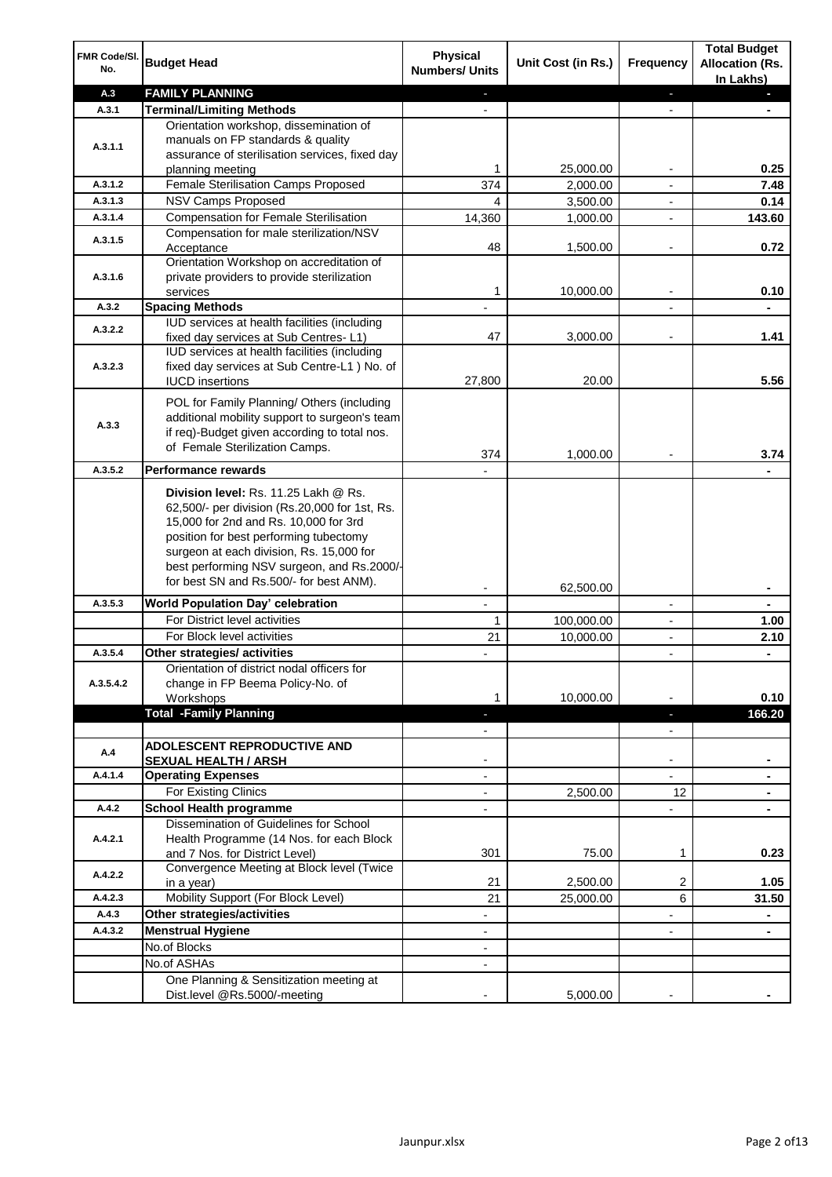| FMR Code/Sl. No. | Budget Head | Physical Numbers/ Units | Unit Cost (in Rs.) | Frequency | Total Budget Allocation (Rs. In Lakhs) |
|---|---|---|---|---|---|
| A.3 | **FAMILY PLANNING** | - | | - | - |
| A.3.1 | **Terminal/Limiting Methods** | - | | - | - |
| A.3.1.1 | Orientation workshop, dissemination of manuals on FP standards & quality assurance of sterilisation services, fixed day planning meeting | 1 | 25,000.00 | - | 0.25 |
| A.3.1.2 | Female Sterilisation Camps Proposed | 374 | 2,000.00 | - | 7.48 |
| A.3.1.3 | NSV Camps Proposed | 4 | 3,500.00 | - | 0.14 |
| A.3.1.4 | Compensation for Female Sterilisation | 14,360 | 1,000.00 | - | 143.60 |
| A.3.1.5 | Compensation for male sterilization/NSV Acceptance | 48 | 1,500.00 | - | 0.72 |
| A.3.1.6 | Orientation Workshop on accreditation of private providers to provide sterilization services | 1 | 10,000.00 | - | 0.10 |
| A.3.2 | **Spacing Methods** | - | | - | - |
| A.3.2.2 | IUD services at health facilities (including fixed day services at Sub Centres- L1) | 47 | 3,000.00 | - | 1.41 |
| A.3.2.3 | IUD services at health facilities (including fixed day services at Sub Centre-L1 ) No. of IUCD insertions | 27,800 | 20.00 | | 5.56 |
| A.3.3 | POL for Family Planning/ Others (including additional mobility support to surgeon's team if req)-Budget given according to total nos. of Female Sterilization Camps. | 374 | 1,000.00 | - | 3.74 |
| A.3.5.2 | **Performance rewards** | - | | | - |
| | **Division level:** Rs. 11.25 Lakh @ Rs. 62,500/- per division (Rs.20,000 for 1st, Rs. 15,000 for 2nd and Rs. 10,000 for 3rd position for best performing tubectomy surgeon at each division, Rs. 15,000 for best performing NSV surgeon, and Rs.2000/- for best SN and Rs.500/- for best ANM). | - | 62,500.00 | | - |
| A.3.5.3 | **World Population Day' celebration** | - | | - | - |
| | For District level activities | 1 | 100,000.00 | - | 1.00 |
| | For Block level activities | 21 | 10,000.00 | - | 2.10 |
| A.3.5.4 | **Other strategies/ activities** | - | | - | - |
| A.3.5.4.2 | Orientation of district nodal officers for change in FP Beema Policy-No. of Workshops | 1 | 10,000.00 | - | 0.10 |
| | **Total -Family Planning** | - | | - | 166.20 |
| | | - | | - | |
| A.4 | **ADOLESCENT REPRODUCTIVE AND SEXUAL HEALTH / ARSH** | - | | - | - |
| A.4.1.4 | **Operating Expenses** | - | | - | - |
| | For Existing Clinics | - | 2,500.00 | 12 | - |
| A.4.2 | **School Health programme** | - | | - | - |
| A.4.2.1 | Dissemination of Guidelines for School Health Programme (14 Nos. for each Block and 7 Nos. for District Level) | 301 | 75.00 | 1 | 0.23 |
| A.4.2.2 | Convergence Meeting at Block level (Twice in a year) | 21 | 2,500.00 | 2 | 1.05 |
| A.4.2.3 | Mobility Support (For Block Level) | 21 | 25,000.00 | 6 | 31.50 |
| A.4.3 | **Other strategies/activities** | - | | - | - |
| A.4.3.2 | **Menstrual Hygiene** | - | | - | - |
| | No.of Blocks | - | | | |
| | No.of ASHAs | - | | | |
| | One Planning & Sensitization meeting at Dist.level @Rs.5000/-meeting | - | 5,000.00 | - | - |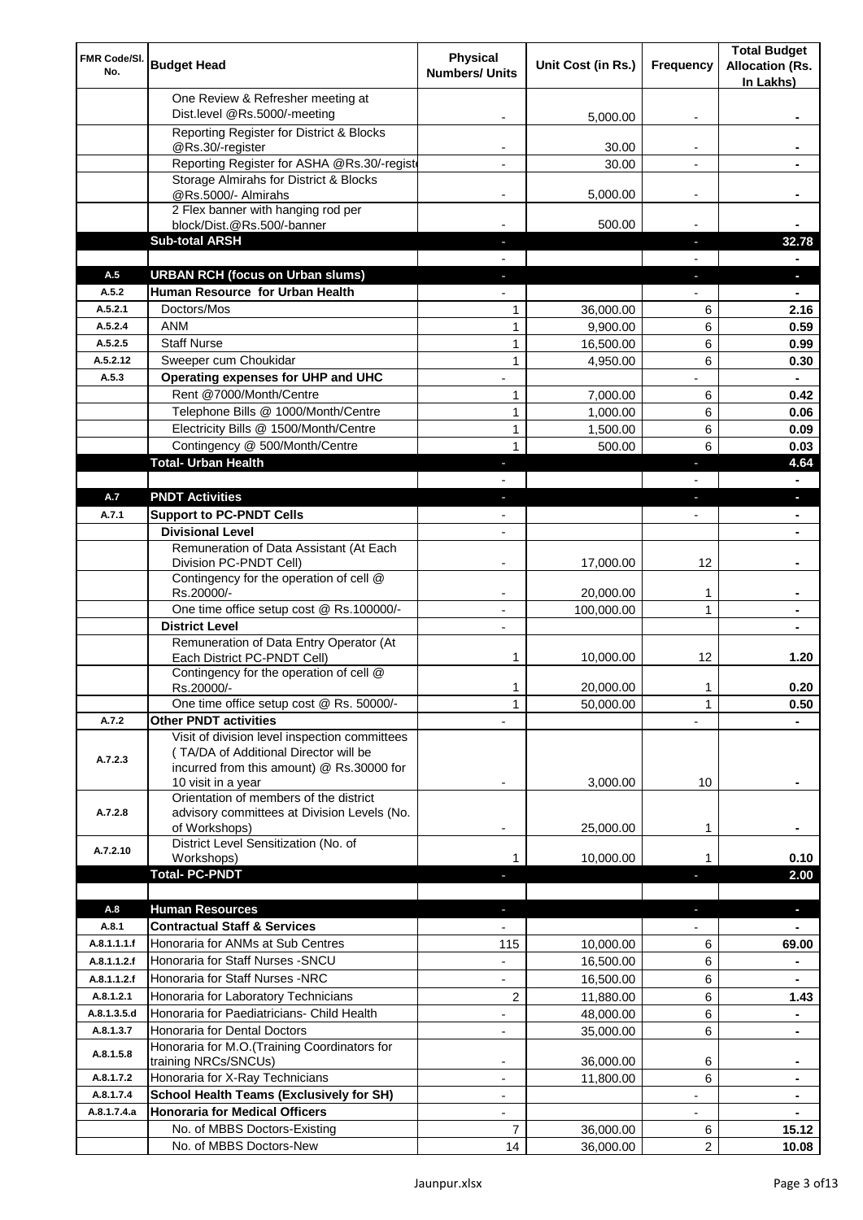| FMR Code/Sl. No. | Budget Head | Physical Numbers/ Units | Unit Cost (in Rs.) | Frequency | Total Budget Allocation (Rs. In Lakhs) |
|---|---|---|---|---|---|
| | One Review & Refresher meeting at Dist.level @Rs.5000/-meeting | - | 5,000.00 | - | - |
| | Reporting Register for District & Blocks @Rs.30/-register | - | 30.00 | - | - |
| | Reporting Register for ASHA @Rs.30/-registe | - | 30.00 | - | - |
| | Storage Almirahs for District & Blocks @Rs.5000/- Almirahs | - | 5,000.00 | - | - |
| | 2 Flex banner with hanging rod per block/Dist.@Rs.500/-banner | - | 500.00 | - | - |
| | **Sub-total ARSH** | - | | - | **32.78** |
| | | - | | - | - |
| A.5 | **URBAN RCH (focus on Urban slums)** | - | | - | - |
| A.5.2 | **Human Resource for Urban Health** | - | | - | - |
| A.5.2.1 | Doctors/Mos | 1 | 36,000.00 | 6 | **2.16** |
| A.5.2.4 | ANM | 1 | 9,900.00 | 6 | **0.59** |
| A.5.2.5 | Staff Nurse | 1 | 16,500.00 | 6 | **0.99** |
| A.5.2.12 | Sweeper cum Choukidar | 1 | 4,950.00 | 6 | **0.30** |
| A.5.3 | **Operating expenses for UHP and UHC** | - | | - | - |
| | Rent @7000/Month/Centre | 1 | 7,000.00 | 6 | **0.42** |
| | Telephone Bills @ 1000/Month/Centre | 1 | 1,000.00 | 6 | **0.06** |
| | Electricity Bills @ 1500/Month/Centre | 1 | 1,500.00 | 6 | **0.09** |
| | Contingency @ 500/Month/Centre | 1 | 500.00 | 6 | **0.03** |
| | **Total- Urban Health** | - | | - | **4.64** |
| | | - | | - | - |
| A.7 | **PNDT Activities** | - | | - | - |
| A.7.1 | **Support to PC-PNDT Cells** | - | | - | - |
| | **Divisional Level** | - | | | - |
| | Remuneration of Data Assistant (At Each Division PC-PNDT Cell) | - | 17,000.00 | 12 | - |
| | Contingency for the operation of cell @ Rs.20000/- | - | 20,000.00 | 1 | - |
| | One time office setup cost @ Rs.100000/- | - | 100,000.00 | 1 | - |
| | **District Level** | - | | | - |
| | Remuneration of Data Entry Operator (At Each District PC-PNDT Cell) | 1 | 10,000.00 | 12 | **1.20** |
| | Contingency for the operation of cell @ Rs.20000/- | 1 | 20,000.00 | 1 | **0.20** |
| | One time office setup cost @ Rs. 50000/- | 1 | 50,000.00 | 1 | **0.50** |
| A.7.2 | **Other PNDT activities** | - | | - | - |
| A.7.2.3 | Visit of division level inspection committees ( TA/DA of Additional Director will be incurred from this amount) @ Rs.30000 for 10 visit in a year | - | 3,000.00 | 10 | - |
| A.7.2.8 | Orientation of members of the district advisory committees at Division Levels (No. of Workshops) | - | 25,000.00 | 1 | - |
| A.7.2.10 | District Level Sensitization (No. of Workshops) | 1 | 10,000.00 | 1 | **0.10** |
| | **Total- PC-PNDT** | - | | - | **2.00** |
| | | | | | |
| A.8 | **Human Resources** | - | | - | - |
| A.8.1 | **Contractual Staff & Services** | - | | - | - |
| A.8.1.1.1.f | Honoraria for ANMs at Sub Centres | 115 | 10,000.00 | 6 | **69.00** |
| A.8.1.1.2.f | Honoraria for Staff Nurses -SNCU | - | 16,500.00 | 6 | - |
| A.8.1.1.2.f | Honoraria for Staff Nurses -NRC | - | 16,500.00 | 6 | - |
| A.8.1.2.1 | Honoraria for Laboratory Technicians | 2 | 11,880.00 | 6 | **1.43** |
| A.8.1.3.5.d | Honoraria for Paediatricians- Child Health | - | 48,000.00 | 6 | - |
| A.8.1.3.7 | Honoraria for Dental Doctors | - | 35,000.00 | 6 | - |
| A.8.1.5.8 | Honoraria for M.O.(Training Coordinators for training NRCs/SNCUs) | - | 36,000.00 | 6 | - |
| A.8.1.7.2 | Honoraria for X-Ray Technicians | - | 11,800.00 | 6 | - |
| A.8.1.7.4 | **School Health Teams (Exclusively for SH)** | - | | - | - |
| A.8.1.7.4.a | **Honoraria for Medical Officers** | - | | - | - |
| | No. of MBBS Doctors-Existing | 7 | 36,000.00 | 6 | **15.12** |
| | No. of MBBS Doctors-New | 14 | 36,000.00 | 2 | **10.08** |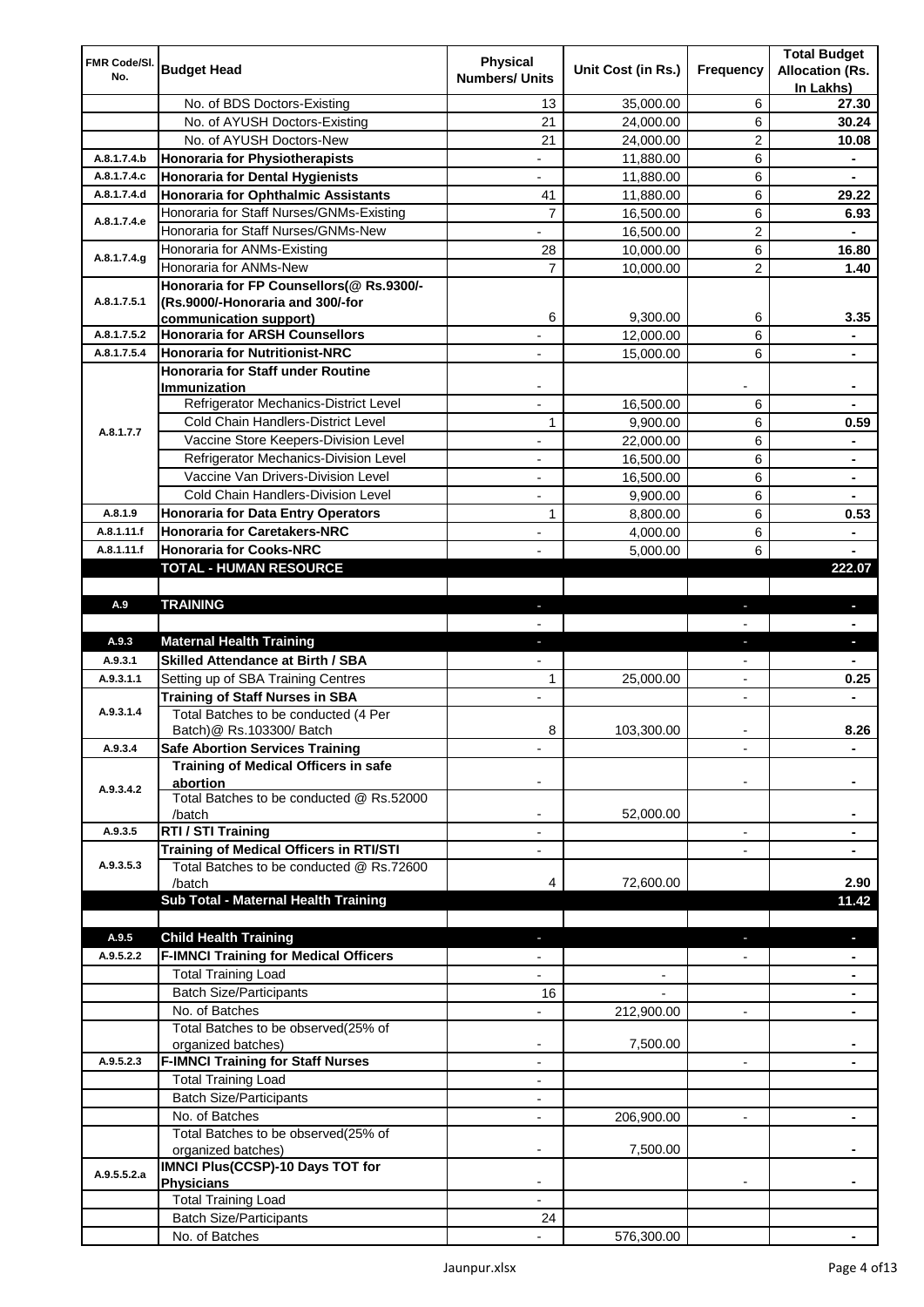| FMR Code/Sl. No. | Budget Head | Physical Numbers/ Units | Unit Cost (in Rs.) | Frequency | Total Budget Allocation (Rs. In Lakhs) |
|---|---|---|---|---|---|
| | No. of BDS Doctors-Existing | 13 | 35,000.00 | 6 | 27.30 |
| | No. of AYUSH Doctors-Existing | 21 | 24,000.00 | 6 | 30.24 |
| | No. of AYUSH Doctors-New | 21 | 24,000.00 | 2 | 10.08 |
| A.8.1.7.4.b | **Honoraria for Physiotherapists** | - | 11,880.00 | 6 | - |
| A.8.1.7.4.c | **Honoraria for Dental Hygienists** | - | 11,880.00 | 6 | - |
| A.8.1.7.4.d | **Honoraria for Ophthalmic Assistants** | 41 | 11,880.00 | 6 | 29.22 |
| A.8.1.7.4.e | Honoraria for Staff Nurses/GNMs-Existing | 7 | 16,500.00 | 6 | 6.93 |
| | Honoraria for Staff Nurses/GNMs-New | - | 16,500.00 | 2 | - |
| A.8.1.7.4.g | Honoraria for ANMs-Existing | 28 | 10,000.00 | 6 | 16.80 |
| | Honoraria for ANMs-New | 7 | 10,000.00 | 2 | 1.40 |
| A.8.1.7.5.1 | **Honoraria for FP Counsellors(@ Rs.9300/- (Rs.9000/-Honoraria and 300/-for communication support)** | 6 | 9,300.00 | 6 | 3.35 |
| A.8.1.7.5.2 | **Honoraria for ARSH Counsellors** | - | 12,000.00 | 6 | - |
| A.8.1.7.5.4 | **Honoraria for Nutritionist-NRC** | - | 15,000.00 | 6 | - |
| A.8.1.7.7 | **Honoraria for Staff under Routine Immunization** | - | | - | - |
| | Refrigerator Mechanics-District Level | - | 16,500.00 | 6 | - |
| | Cold Chain Handlers-District Level | 1 | 9,900.00 | 6 | 0.59 |
| | Vaccine Store Keepers-Division Level | - | 22,000.00 | 6 | - |
| | Refrigerator Mechanics-Division Level | - | 16,500.00 | 6 | - |
| | Vaccine Van Drivers-Division Level | - | 16,500.00 | 6 | - |
| | Cold Chain Handlers-Division Level | - | 9,900.00 | 6 | - |
| A.8.1.9 | **Honoraria for Data Entry Operators** | 1 | 8,800.00 | 6 | 0.53 |
| A.8.1.11.f | **Honoraria for Caretakers-NRC** | - | 4,000.00 | 6 | - |
| A.8.1.11.f | **Honoraria for Cooks-NRC** | - | 5,000.00 | 6 | - |
| | **TOTAL - HUMAN RESOURCE** | | | | **222.07** |
| | | | | | |
| A.9 | **TRAINING** | - | | - | - |
| | | - | | - | - |
| A.9.3 | **Maternal Health Training** | - | | - | - |
| A.9.3.1 | **Skilled Attendance at Birth / SBA** | - | | - | - |
| A.9.3.1.1 | Setting up of SBA Training Centres | 1 | 25,000.00 | - | 0.25 |
| A.9.3.1.4 | **Training of Staff Nurses in SBA** | - | | - | - |
| | Total Batches to be conducted (4 Per Batch)@ Rs.103300/ Batch | 8 | 103,300.00 | - | 8.26 |
| A.9.3.4 | **Safe Abortion Services Training** | - | | - | - |
| A.9.3.4.2 | **Training of Medical Officers in safe abortion** | - | | - | - |
| | Total Batches to be conducted @ Rs.52000 /batch | - | 52,000.00 | | - |
| A.9.3.5 | **RTI / STI Training** | - | | - | - |
| A.9.3.5.3 | **Training of Medical Officers in RTI/STI** | - | | - | - |
| | Total Batches to be conducted @ Rs.72600 /batch | 4 | 72,600.00 | | 2.90 |
| | **Sub Total - Maternal Health Training** | | | | **11.42** |
| | | | | | |
| A.9.5 | **Child Health Training** | - | | - | - |
| A.9.5.2.2 | **F-IMNCI Training for Medical Officers** | - | | - | - |
| | Total Training Load | - | - | | - |
| | Batch Size/Participants | 16 | - | | - |
| | No. of Batches | - | 212,900.00 | - | - |
| | Total Batches to be observed(25% of organized batches) | - | 7,500.00 | | - |
| A.9.5.2.3 | **F-IMNCI Training for Staff Nurses** | - | | - | - |
| | Total Training Load | - | | | |
| | Batch Size/Participants | - | | | |
| | No. of Batches | - | 206,900.00 | - | - |
| | Total Batches to be observed(25% of organized batches) | - | 7,500.00 | | - |
| A.9.5.5.2.a | **IMNCI Plus(CCSP)-10 Days TOT for Physicians** | - | | - | - |
| | Total Training Load | - | | | |
| | Batch Size/Participants | 24 | | | |
| | No. of Batches | - | 576,300.00 | | - |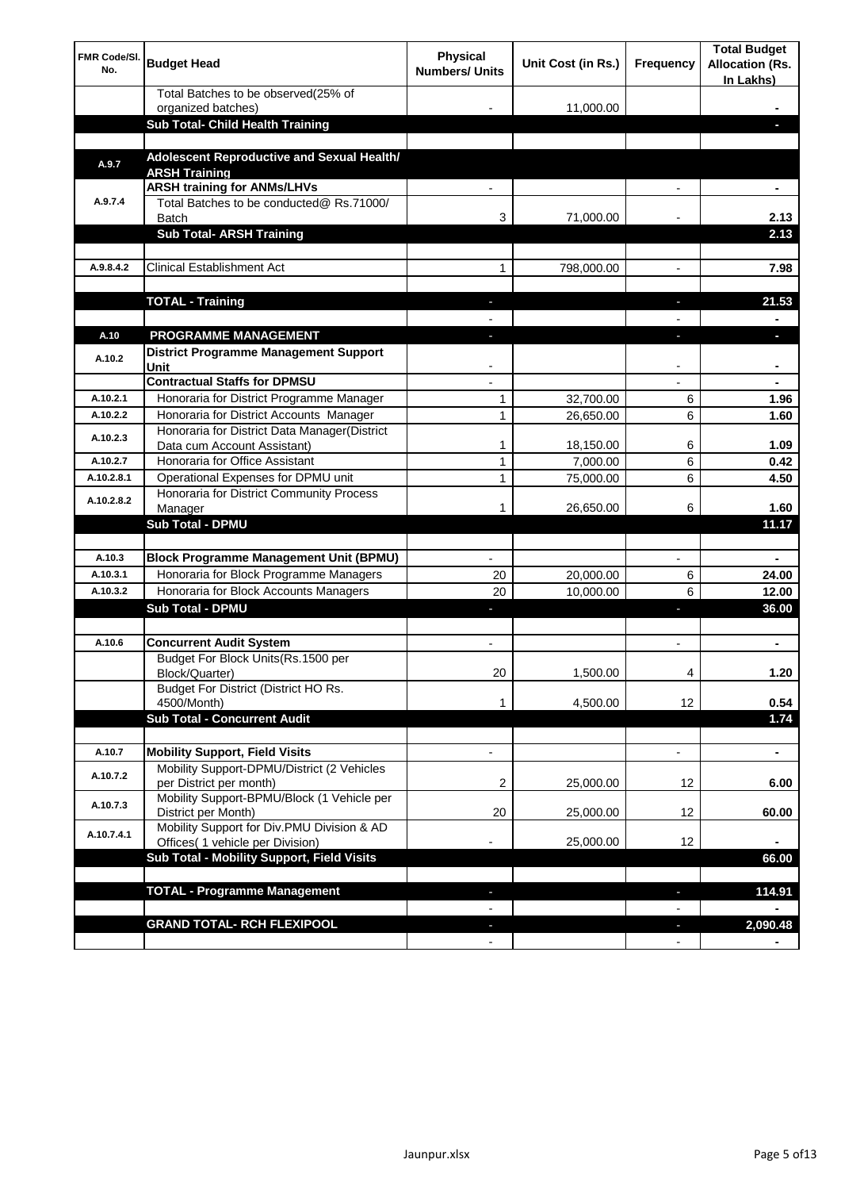| FMR Code/Sl. No. | Budget Head | Physical Numbers/ Units | Unit Cost (in Rs.) | Frequency | Total Budget Allocation (Rs. In Lakhs) |
|---|---|---|---|---|---|
| | Total Batches to be observed(25% of organized batches) | - | 11,000.00 | | - |
| | **Sub Total- Child Health Training** | | | | - |
| | | | | | |
| A.9.7 | **Adolescent Reproductive and Sexual Health/ ARSH Training** | | | | |
| A.9.7.4 | **ARSH training for ANMs/LHVs** | - | | - | - |
| | Total Batches to be conducted@ Rs.71000/ Batch | 3 | 71,000.00 | - | 2.13 |
| | **Sub Total- ARSH Training** | | | | **2.13** |
| | | | | | |
| A.9.8.4.2 | Clinical Establishment Act | 1 | 798,000.00 | - | 7.98 |
| | | | | | |
| | **TOTAL - Training** | - | | - | **21.53** |
| | | - | | - | - |
| A.10 | **PROGRAMME MANAGEMENT** | - | | - | - |
| A.10.2 | **District Programme Management Support Unit** | - | | - | - |
| | **Contractual Staffs for DPMSU** | - | | - | - |
| A.10.2.1 | Honoraria for District Programme Manager | 1 | 32,700.00 | 6 | 1.96 |
| A.10.2.2 | Honoraria for District Accounts Manager | 1 | 26,650.00 | 6 | 1.60 |
| A.10.2.3 | Honoraria for District Data Manager(District Data cum Account Assistant) | 1 | 18,150.00 | 6 | 1.09 |
| A.10.2.7 | Honoraria for Office Assistant | 1 | 7,000.00 | 6 | 0.42 |
| A.10.2.8.1 | Operational Expenses for DPMU unit | 1 | 75,000.00 | 6 | 4.50 |
| A.10.2.8.2 | Honoraria for District Community Process Manager | 1 | 26,650.00 | 6 | 1.60 |
| | **Sub Total - DPMU** | | | | **11.17** |
| | | | | | |
| A.10.3 | **Block Programme Management Unit (BPMU)** | - | | - | - |
| A.10.3.1 | Honoraria for Block Programme Managers | 20 | 20,000.00 | 6 | 24.00 |
| A.10.3.2 | Honoraria for Block Accounts Managers | 20 | 10,000.00 | 6 | 12.00 |
| | **Sub Total - DPMU** | - | | - | **36.00** |
| | | | | | |
| A.10.6 | **Concurrent Audit System** | - | | - | - |
| | Budget For Block Units(Rs.1500 per Block/Quarter) | 20 | 1,500.00 | 4 | 1.20 |
| | Budget For District (District HO Rs. 4500/Month) | 1 | 4,500.00 | 12 | 0.54 |
| | **Sub Total - Concurrent Audit** | | | | **1.74** |
| | | | | | |
| A.10.7 | **Mobility Support, Field Visits** | - | | - | - |
| A.10.7.2 | Mobility Support-DPMU/District (2 Vehicles per District per month) | 2 | 25,000.00 | 12 | 6.00 |
| A.10.7.3 | Mobility Support-BPMU/Block (1 Vehicle per District per Month) | 20 | 25,000.00 | 12 | 60.00 |
| A.10.7.4.1 | Mobility Support for Div.PMU Division & AD Offices( 1 vehicle per Division) | - | 25,000.00 | 12 | - |
| | **Sub Total - Mobility Support, Field Visits** | | | | **66.00** |
| | | | | | |
| | **TOTAL - Programme Management** | - | | - | **114.91** |
| | | - | | - | - |
| | **GRAND TOTAL- RCH FLEXIPOOL** | - | | - | **2,090.48** |
| | | - | | - | - |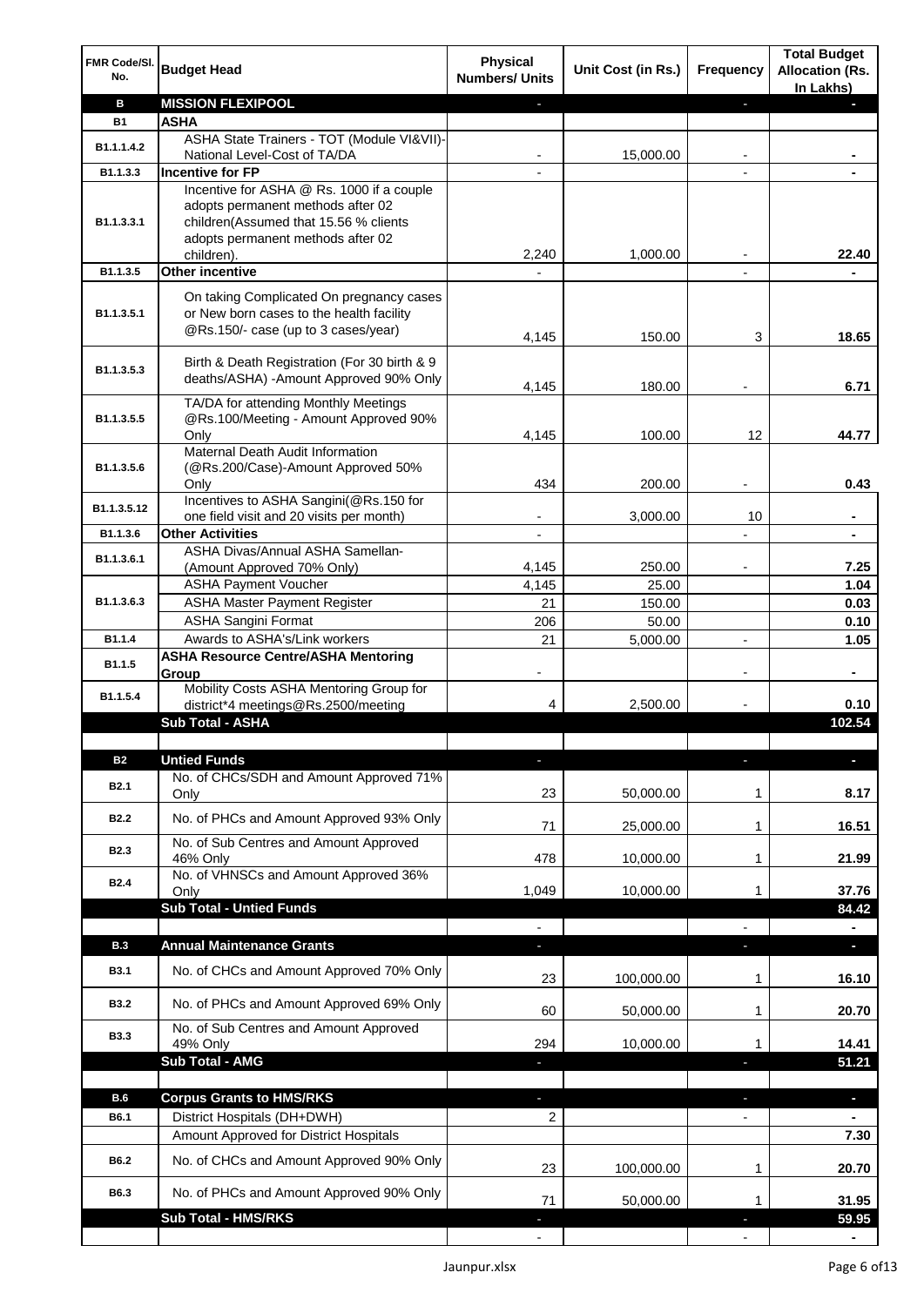| FMR Code/Sl. No. | Budget Head | Physical Numbers/ Units | Unit Cost (in Rs.) | Frequency | Total Budget Allocation (Rs. In Lakhs) |
|---|---|---|---|---|---|
| **B** | **MISSION FLEXIPOOL** | - | | - | - |
| **B1** | **ASHA** | | | | |
| B1.1.1.4.2 | ASHA State Trainers - TOT (Module VI&VII)-National Level-Cost of TA/DA | - | 15,000.00 | - | - |
| B1.1.3.3 | **Incentive for FP** | - | | - | - |
| B1.1.3.3.1 | Incentive for ASHA @ Rs. 1000 if a couple adopts permanent methods after 02 children(Assumed that 15.56 % clients adopts permanent methods after 02 children). | 2,240 | 1,000.00 | - | 22.40 |
| B1.1.3.5 | **Other incentive** | - | | - | - |
| B1.1.3.5.1 | On taking Complicated On pregnancy cases or New born cases to the health facility @Rs.150/- case (up to 3 cases/year) | 4,145 | 150.00 | 3 | 18.65 |
| B1.1.3.5.3 | Birth & Death Registration (For 30 birth & 9 deaths/ASHA) -Amount Approved 90% Only | 4,145 | 180.00 | - | 6.71 |
| B1.1.3.5.5 | TA/DA for attending Monthly Meetings @Rs.100/Meeting - Amount Approved 90% Only | 4,145 | 100.00 | 12 | 44.77 |
| B1.1.3.5.6 | Maternal Death Audit Information (@Rs.200/Case)-Amount Approved 50% Only | 434 | 200.00 | - | 0.43 |
| B1.1.3.5.12 | Incentives to ASHA Sangini(@Rs.150 for one field visit and 20 visits per month) | - | 3,000.00 | 10 | - |
| B1.1.3.6 | **Other Activities** | - | | - | - |
| B1.1.3.6.1 | ASHA Divas/Annual ASHA Samellan-(Amount Approved 70% Only) | 4,145 | 250.00 | - | 7.25 |
| B1.1.3.6.3 | ASHA Payment Voucher | 4,145 | 25.00 | | 1.04 |
| | ASHA Master Payment Register | 21 | 150.00 | | 0.03 |
| | ASHA Sangini Format | 206 | 50.00 | | 0.10 |
| B1.1.4 | Awards to ASHA's/Link workers | 21 | 5,000.00 | - | 1.05 |
| B1.1.5 | **ASHA Resource Centre/ASHA Mentoring Group** | - | | - | - |
| B1.1.5.4 | Mobility Costs ASHA Mentoring Group for district*4 meetings@Rs.2500/meeting | 4 | 2,500.00 | - | 0.10 |
| | **Sub Total - ASHA** | | | | **102.54** |
| | | | | | |
| **B2** | **Untied Funds** | - | | - | - |
| B2.1 | No. of CHCs/SDH and Amount Approved 71% Only | 23 | 50,000.00 | 1 | 8.17 |
| B2.2 | No. of PHCs and Amount Approved 93% Only | 71 | 25,000.00 | 1 | 16.51 |
| B2.3 | No. of Sub Centres and Amount Approved 46% Only | 478 | 10,000.00 | 1 | 21.99 |
| B2.4 | No. of VHNSCs and Amount Approved 36% Only | 1,049 | 10,000.00 | 1 | 37.76 |
| | **Sub Total - Untied Funds** | | | | **84.42** |
| | | - | | - | - |
| **B.3** | **Annual Maintenance Grants** | - | | - | - |
| B3.1 | No. of CHCs and Amount Approved 70% Only | 23 | 100,000.00 | 1 | 16.10 |
| B3.2 | No. of PHCs and Amount Approved 69% Only | 60 | 50,000.00 | 1 | 20.70 |
| B3.3 | No. of Sub Centres and Amount Approved 49% Only | 294 | 10,000.00 | 1 | 14.41 |
| | **Sub Total - AMG** | - | | - | **51.21** |
| | | | | | |
| **B.6** | **Corpus Grants to HMS/RKS** | - | | - | - |
| B6.1 | District Hospitals (DH+DWH) | 2 | | - | - |
| | Amount Approved for District Hospitals | | | | 7.30 |
| B6.2 | No. of CHCs and Amount Approved 90% Only | 23 | 100,000.00 | 1 | 20.70 |
| B6.3 | No. of PHCs and Amount Approved 90% Only | 71 | 50,000.00 | 1 | 31.95 |
| | **Sub Total - HMS/RKS** | - | | - | **59.95** |
| | | - | | - | - |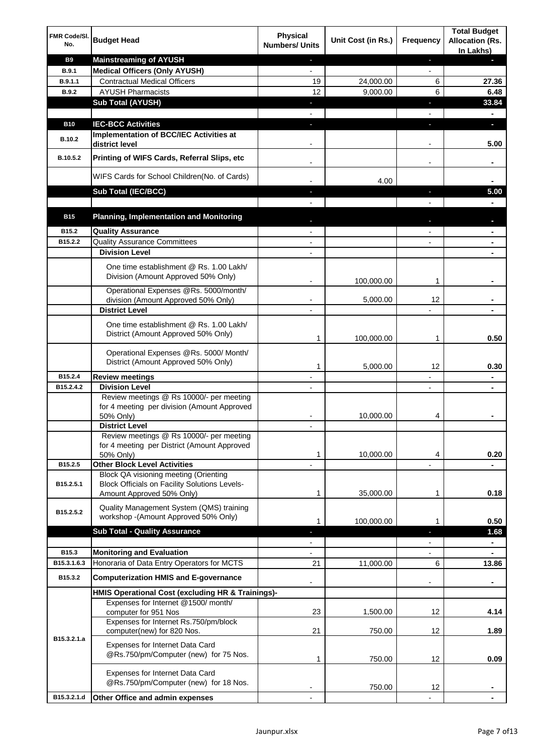| FMR Code/Sl. No. | Budget Head | Physical Numbers/ Units | Unit Cost (in Rs.) | Frequency | Total Budget Allocation (Rs. In Lakhs) |
|---|---|---|---|---|---|
| **B9** | **Mainstreaming of AYUSH** | - | | - | - |
| **B.9.1** | **Medical Officers (Only AYUSH)** | - | | - | |
| **B.9.1.1** | Contractual Medical Officers | 19 | 24,000.00 | 6 | **27.36** |
| **B.9.2** | AYUSH Pharmacists | 12 | 9,000.00 | 6 | **6.48** |
| | **Sub Total (AYUSH)** | - | | - | **33.84** |
| | | - | | - | - |
| **B10** | **IEC-BCC Activities** | - | | - | - |
| **B.10.2** | **Implementation of BCC/IEC Activities at district level** | - | | - | **5.00** |
| **B.10.5.2** | **Printing of WIFS Cards, Referral Slips, etc** | - | | - | - |
| | WIFS Cards for School Children(No. of Cards) | - | 4.00 | | - |
| | **Sub Total (IEC/BCC)** | - | | - | **5.00** |
| | | - | | - | - |
| **B15** | **Planning, Implementation and Monitoring** | - | | - | - |
| **B15.2** | **Quality Assurance** | - | | - | - |
| **B15.2.2** | Quality Assurance Committees | - | | - | - |
| | **Division Level** | - | | | - |
| | One time establishment @ Rs. 1.00 Lakh/ Division (Amount Approved 50% Only) | - | 100,000.00 | 1 | - |
| | Operational Expenses @Rs. 5000/month/ division (Amount Approved 50% Only) | - | 5,000.00 | 12 | - |
| | **District Level** | - | | - | - |
| | One time establishment @ Rs. 1.00 Lakh/ District (Amount Approved 50% Only) | 1 | 100,000.00 | 1 | **0.50** |
| | Operational Expenses @Rs. 5000/ Month/ District (Amount Approved 50% Only) | 1 | 5,000.00 | 12 | **0.30** |
| **B15.2.4** | **Review meetings** | - | | - | - |
| **B15.2.4.2** | **Division Level** | - | | - | - |
| | Review meetings @ Rs 10000/- per meeting for 4 meeting per division (Amount Approved 50% Only) | - | 10,000.00 | 4 | - |
| | **District Level** | - | | | |
| | Review meetings @ Rs 10000/- per meeting for 4 meeting per District (Amount Approved 50% Only) | 1 | 10,000.00 | 4 | **0.20** |
| **B15.2.5** | **Other Block Level Activities** | - | | - | - |
| **B15.2.5.1** | Block QA visioning meeting (Orienting Block Officials on Facility Solutions Levels- Amount Approved 50% Only) | 1 | 35,000.00 | 1 | **0.18** |
| **B15.2.5.2** | Quality Management System (QMS) training workshop -(Amount Approved 50% Only) | 1 | 100,000.00 | 1 | **0.50** |
| | **Sub Total - Quality Assurance** | - | | - | **1.68** |
| | | - | | - | - |
| **B15.3** | **Monitoring and Evaluation** | - | | - | - |
| **B15.3.1.6.3** | Honoraria of Data Entry Operators for MCTS | 21 | 11,000.00 | 6 | **13.86** |
| **B15.3.2** | **Computerization HMIS and E-governance** | - | | - | - |
| | **HMIS Operational Cost (excluding HR & Trainings)-** | | | | |
| **B15.3.2.1.a** | Expenses for Internet @1500/ month/ computer for 951 Nos | 23 | 1,500.00 | 12 | **4.14** |
| | Expenses for Internet Rs.750/pm/block computer(new) for 820 Nos. | 21 | 750.00 | 12 | **1.89** |
| | Expenses for Internet Data Card @Rs.750/pm/Computer (new) for 75 Nos. | 1 | 750.00 | 12 | **0.09** |
| | Expenses for Internet Data Card @Rs.750/pm/Computer (new) for 18 Nos. | - | 750.00 | 12 | - |
| **B15.3.2.1.d** | **Other Office and admin expenses** | - | | - | - |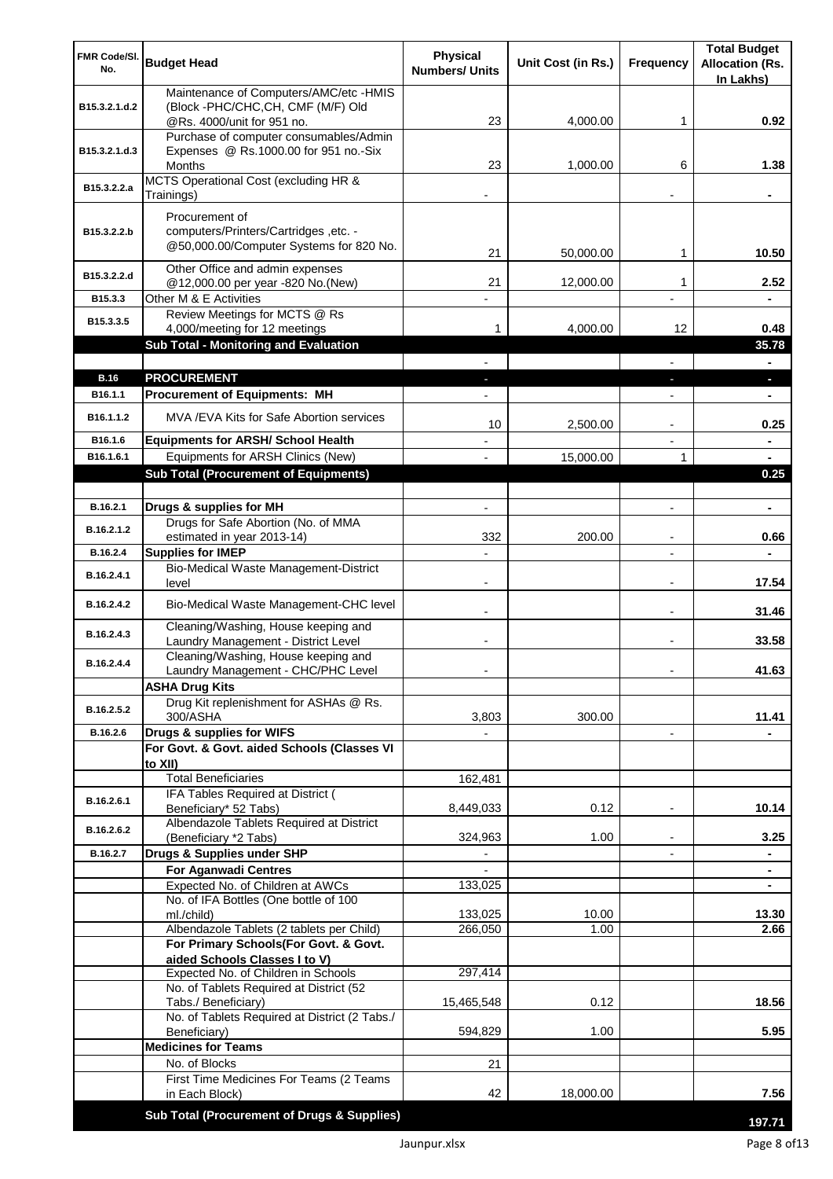| FMR Code/Sl. No. | Budget Head | Physical Numbers/ Units | Unit Cost (in Rs.) | Frequency | Total Budget Allocation (Rs. In Lakhs) |
|---|---|---|---|---|---|
| B15.3.2.1.d.2 | Maintenance of Computers/AMC/etc -HMIS (Block -PHC/CHC,CH, CMF (M/F) Old @Rs. 4000/unit for 951 no. | 23 | 4,000.00 | 1 | 0.92 |
| B15.3.2.1.d.3 | Purchase of computer consumables/Admin Expenses @ Rs.1000.00 for 951 no.-Six Months | 23 | 1,000.00 | 6 | 1.38 |
| B15.3.2.2.a | MCTS Operational Cost (excluding HR & Trainings) | - | | - | - |
| B15.3.2.2.b | Procurement of computers/Printers/Cartridges ,etc. - @50,000.00/Computer Systems for 820 No. | 21 | 50,000.00 | 1 | 10.50 |
| B15.3.2.2.d | Other Office and admin expenses @12,000.00 per year -820 No.(New) | 21 | 12,000.00 | 1 | 2.52 |
| B15.3.3 | Other M & E Activities | - | | - | - |
| B15.3.3.5 | Review Meetings for MCTS @ Rs 4,000/meeting for 12 meetings | 1 | 4,000.00 | 12 | 0.48 |
| | **Sub Total - Monitoring and Evaluation** | | | | **35.78** |
| | | - | | - | - |
| **B.16** | **PROCUREMENT** | - | | - | - |
| B16.1.1 | **Procurement of Equipments: MH** | - | | - | - |
| B16.1.1.2 | MVA /EVA Kits for Safe Abortion services | 10 | 2,500.00 | - | 0.25 |
| B16.1.6 | **Equipments for ARSH/ School Health** | - | | - | - |
| B16.1.6.1 | Equipments for ARSH Clinics (New) | - | 15,000.00 | 1 | - |
| | **Sub Total (Procurement of Equipments)** | | | | **0.25** |
| | | | | | |
| B.16.2.1 | **Drugs & supplies for MH** | - | | - | - |
| B.16.2.1.2 | Drugs for Safe Abortion (No. of MMA estimated in year 2013-14) | 332 | 200.00 | - | 0.66 |
| B.16.2.4 | **Supplies for IMEP** | - | | - | - |
| B.16.2.4.1 | Bio-Medical Waste Management-District level | - | | - | 17.54 |
| B.16.2.4.2 | Bio-Medical Waste Management-CHC level | - | | - | 31.46 |
| B.16.2.4.3 | Cleaning/Washing, House keeping and Laundry Management - District Level | - | | - | 33.58 |
| B.16.2.4.4 | Cleaning/Washing, House keeping and Laundry Management - CHC/PHC Level | - | | - | 41.63 |
| | **ASHA Drug Kits** | | | | |
| B.16.2.5.2 | Drug Kit replenishment for ASHAs @ Rs. 300/ASHA | 3,803 | 300.00 | | 11.41 |
| B.16.2.6 | **Drugs & supplies for WIFS** | - | | - | - |
| | **For Govt. & Govt. aided Schools (Classes VI to XII)** | | | | |
| | Total Beneficiaries | 162,481 | | | |
| B.16.2.6.1 | IFA Tables Required at District ( Beneficiary* 52 Tabs) | 8,449,033 | 0.12 | - | 10.14 |
| B.16.2.6.2 | Albendazole Tablets Required at District (Beneficiary *2 Tabs) | 324,963 | 1.00 | - | 3.25 |
| B.16.2.7 | **Drugs & Supplies under SHP** | - | | - | - |
| | **For Aganwadi Centres** | - | | | - |
| | Expected No. of Children at AWCs | 133,025 | | | - |
| | No. of IFA Bottles (One bottle of 100 ml./child) | 133,025 | 10.00 | | 13.30 |
| | Albendazole Tablets (2 tablets per Child) | 266,050 | 1.00 | | 2.66 |
| | **For Primary Schools(For Govt. & Govt. aided Schools Classes I to V)** | | | | |
| | Expected No. of Children in Schools | 297,414 | | | |
| | No. of Tablets Required at District (52 Tabs./ Beneficiary) | 15,465,548 | 0.12 | | 18.56 |
| | No. of Tablets Required at District (2 Tabs./ Beneficiary) | 594,829 | 1.00 | | 5.95 |
| | **Medicines for Teams** | | | | |
| | No. of Blocks | 21 | | | |
| | First Time Medicines For Teams (2 Teams in Each Block) | 42 | 18,000.00 | | 7.56 |
| | **Sub Total (Procurement of Drugs & Supplies)** | | | | **197.71** |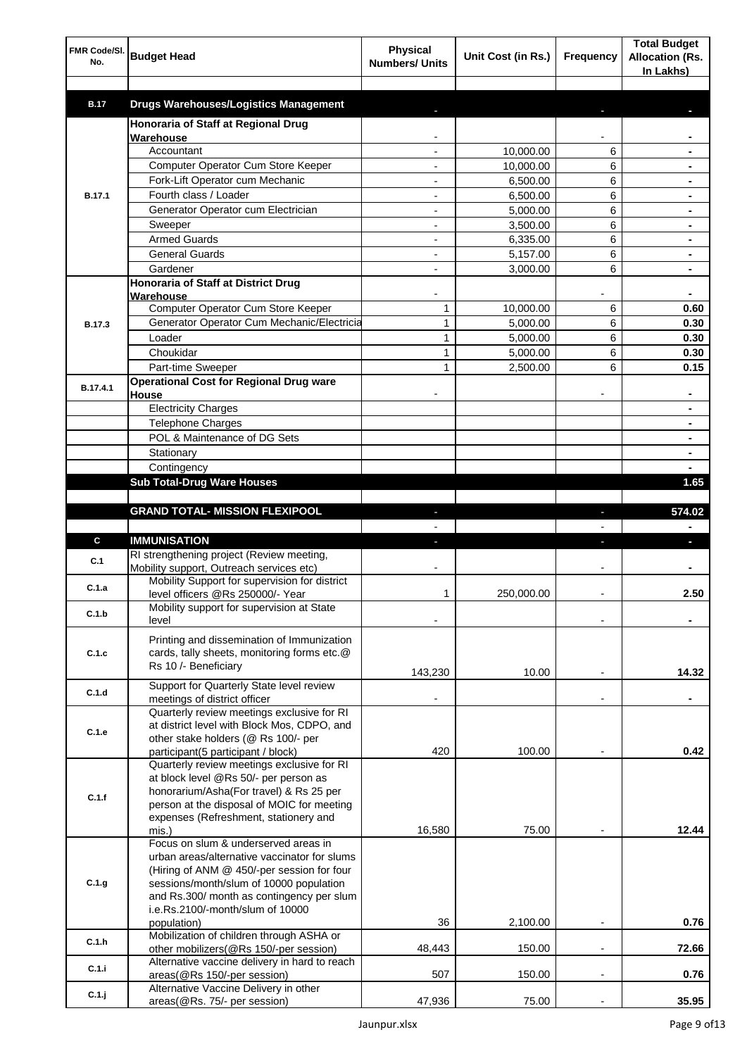| FMR Code/Sl. No. | Budget Head | Physical Numbers/ Units | Unit Cost (in Rs.) | Frequency | Total Budget Allocation (Rs. In Lakhs) |
|---|---|---|---|---|---|
| | | | | | |
| **B.17** | **Drugs Warehouses/Logistics Management** | - | | - | - |
| B.17.1 | **Honoraria of Staff at Regional Drug Warehouse** | - | | - | - |
| | Accountant | - | 10,000.00 | 6 | - |
| | Computer Operator Cum Store Keeper | - | 10,000.00 | 6 | - |
| | Fork-Lift Operator cum Mechanic | - | 6,500.00 | 6 | - |
| | Fourth class / Loader | - | 6,500.00 | 6 | - |
| | Generator Operator cum Electrician | - | 5,000.00 | 6 | - |
| | Sweeper | - | 3,500.00 | 6 | - |
| | Armed Guards | - | 6,335.00 | 6 | - |
| | General Guards | - | 5,157.00 | 6 | - |
| | Gardener | - | 3,000.00 | 6 | - |
| B.17.3 | **Honoraria of Staff at District Drug Warehouse** | - | | - | - |
| | Computer Operator Cum Store Keeper | 1 | 10,000.00 | 6 | 0.60 |
| | Generator Operator Cum Mechanic/Electricia | 1 | 5,000.00 | 6 | 0.30 |
| | Loader | 1 | 5,000.00 | 6 | 0.30 |
| | Choukidar | 1 | 5,000.00 | 6 | 0.30 |
| | Part-time Sweeper | 1 | 2,500.00 | 6 | 0.15 |
| B.17.4.1 | **Operational Cost for Regional Drug ware House** | - | | - | - |
| | Electricity Charges | | | | - |
| | Telephone Charges | | | | - |
| | POL & Maintenance of DG Sets | | | | - |
| | Stationary | | | | - |
| | Contingency | | | | - |
| | **Sub Total-Drug Ware Houses** | | | | **1.65** |
| | | | | | |
| | **GRAND TOTAL- MISSION FLEXIPOOL** | - | | - | **574.02** |
| | | - | | - | - |
| **C** | **IMMUNISATION** | - | | - | - |
| C.1 | RI strengthening project (Review meeting, Mobility support, Outreach services etc) | - | | - | - |
| C.1.a | Mobility Support for supervision for district level officers @Rs 250000/- Year | 1 | 250,000.00 | - | 2.50 |
| C.1.b | Mobility support for supervision at State level | - | | - | - |
| C.1.c | Printing and dissemination of Immunization cards, tally sheets, monitoring forms etc.@ Rs 10 /- Beneficiary | 143,230 | 10.00 | - | 14.32 |
| C.1.d | Support for Quarterly State level review meetings of district officer | - | | - | - |
| C.1.e | Quarterly review meetings exclusive for RI at district level with Block Mos, CDPO, and other stake holders (@ Rs 100/- per participant(5 participant / block) | 420 | 100.00 | - | 0.42 |
| C.1.f | Quarterly review meetings exclusive for RI at block level @Rs 50/- per person as honorarium/Asha(For travel) & Rs 25 per person at the disposal of MOIC for meeting expenses (Refreshment, stationery and mis.) | 16,580 | 75.00 | - | 12.44 |
| C.1.g | Focus on slum & underserved areas in urban areas/alternative vaccinator for slums (Hiring of ANM @ 450/-per session for four sessions/month/slum of 10000 population and Rs.300/ month as contingency per slum i.e.Rs.2100/-month/slum of 10000 population) | 36 | 2,100.00 | - | 0.76 |
| C.1.h | Mobilization of children through ASHA or other mobilizers(@Rs 150/-per session) | 48,443 | 150.00 | - | 72.66 |
| C.1.i | Alternative vaccine delivery in hard to reach areas(@Rs 150/-per session) | 507 | 150.00 | - | 0.76 |
| C.1.j | Alternative Vaccine Delivery in other areas(@Rs. 75/- per session) | 47,936 | 75.00 | - | 35.95 |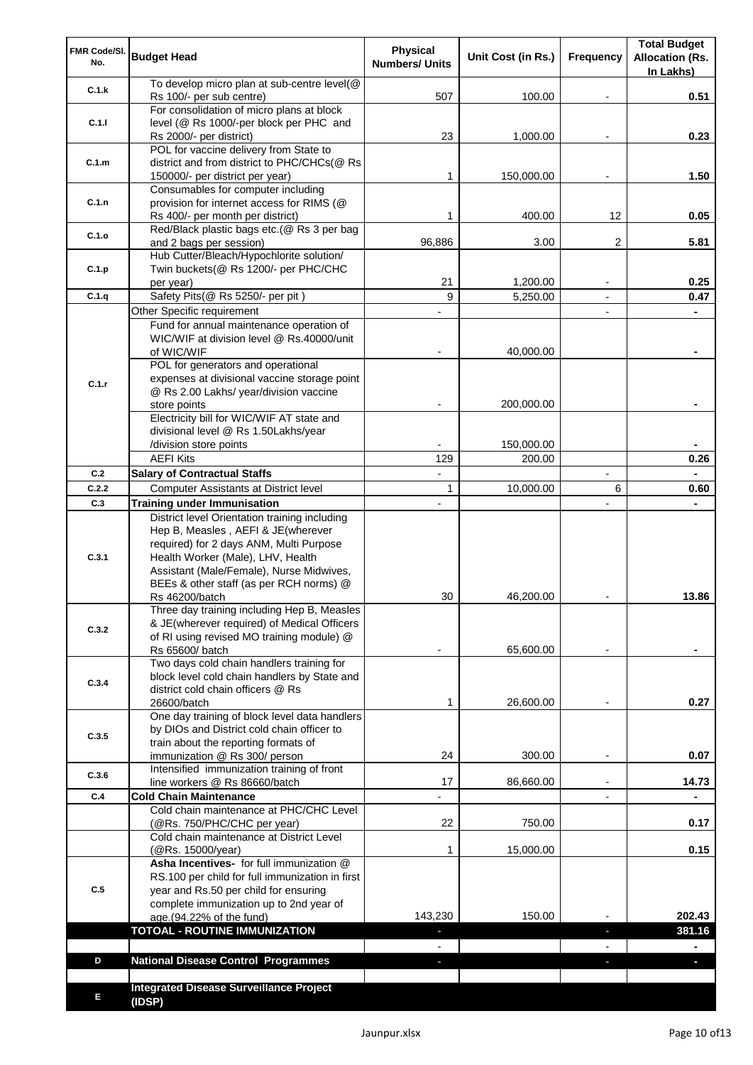| FMR Code/Sl. No. | Budget Head | Physical Numbers/ Units | Unit Cost (in Rs.) | Frequency | Total Budget Allocation (Rs. In Lakhs) |
|---|---|---|---|---|---|
| C.1.k | To develop micro plan at sub-centre level(@ Rs 100/- per sub centre) | 507 | 100.00 | - | 0.51 |
| C.1.l | For consolidation of micro plans at block level (@ Rs 1000/-per block per PHC and Rs 2000/- per district) | 23 | 1,000.00 | - | 0.23 |
| C.1.m | POL for vaccine delivery from State to district and from district to PHC/CHCs(@ Rs 150000/- per district per year) | 1 | 150,000.00 | - | 1.50 |
| C.1.n | Consumables for computer including provision for internet access for RIMS (@ Rs 400/- per month per district) | 1 | 400.00 | 12 | 0.05 |
| C.1.o | Red/Black plastic bags etc.(@ Rs 3 per bag and 2 bags per session) | 96,886 | 3.00 | 2 | 5.81 |
| C.1.p | Hub Cutter/Bleach/Hypochlorite solution/ Twin buckets(@ Rs 1200/- per PHC/CHC per year) | 21 | 1,200.00 | - | 0.25 |
| C.1.q | Safety Pits(@ Rs 5250/- per pit ) | 9 | 5,250.00 | - | 0.47 |
| C.1.r | Other Specific requirement | - | | - | - |
| | Fund for annual maintenance operation of WIC/WIF at division level @ Rs.40000/unit of WIC/WIF | - | 40,000.00 | | - |
| | POL for generators and operational expenses at divisional vaccine storage point @ Rs 2.00 Lakhs/ year/division vaccine store points | - | 200,000.00 | | - |
| | Electricity bill for WIC/WIF AT state and divisional level @ Rs 1.50Lakhs/year /division store points | - | 150,000.00 | | - |
| | AEFI Kits | 129 | 200.00 | | 0.26 |
| C.2 | **Salary of Contractual Staffs** | - | | - | - |
| C.2.2 | Computer Assistants at District level | 1 | 10,000.00 | 6 | 0.60 |
| C.3 | **Training under Immunisation** | - | | - | - |
| C.3.1 | District level Orientation training including Hep B, Measles , AEFI & JE(wherever required) for 2 days ANM, Multi Purpose Health Worker (Male), LHV, Health Assistant (Male/Female), Nurse Midwives, BEEs & other staff (as per RCH norms) @ Rs 46200/batch | 30 | 46,200.00 | - | 13.86 |
| C.3.2 | Three day training including Hep B, Measles & JE(wherever required) of Medical Officers of RI using revised MO training module) @ Rs 65600/ batch | - | 65,600.00 | - | - |
| C.3.4 | Two days cold chain handlers training for block level cold chain handlers by State and district cold chain officers @ Rs 26600/batch | 1 | 26,600.00 | - | 0.27 |
| C.3.5 | One day training of block level data handlers by DIOs and District cold chain officer to train about the reporting formats of immunization @ Rs 300/ person | 24 | 300.00 | - | 0.07 |
| C.3.6 | Intensified immunization training of front line workers @ Rs 86660/batch | 17 | 86,660.00 | - | 14.73 |
| C.4 | **Cold Chain Maintenance** | - | | - | - |
| | Cold chain maintenance at PHC/CHC Level (@Rs. 750/PHC/CHC per year) | 22 | 750.00 | | 0.17 |
| | Cold chain maintenance at District Level (@Rs. 15000/year) | 1 | 15,000.00 | | 0.15 |
| C.5 | **Asha Incentives-** for full immunization @ RS.100 per child for full immunization in first year and Rs.50 per child for ensuring complete immunization up to 2nd year of age.(94.22% of the fund) | 143,230 | 150.00 | - | 202.43 |
| | **TOTOAL - ROUTINE IMMUNIZATION** | - | | - | **381.16** |
| | | - | | - | - |
| D | **National Disease Control Programmes** | - | | - | - |
| | | | | | |
| E | **Integrated Disease Surveillance Project (IDSP)** | | | | |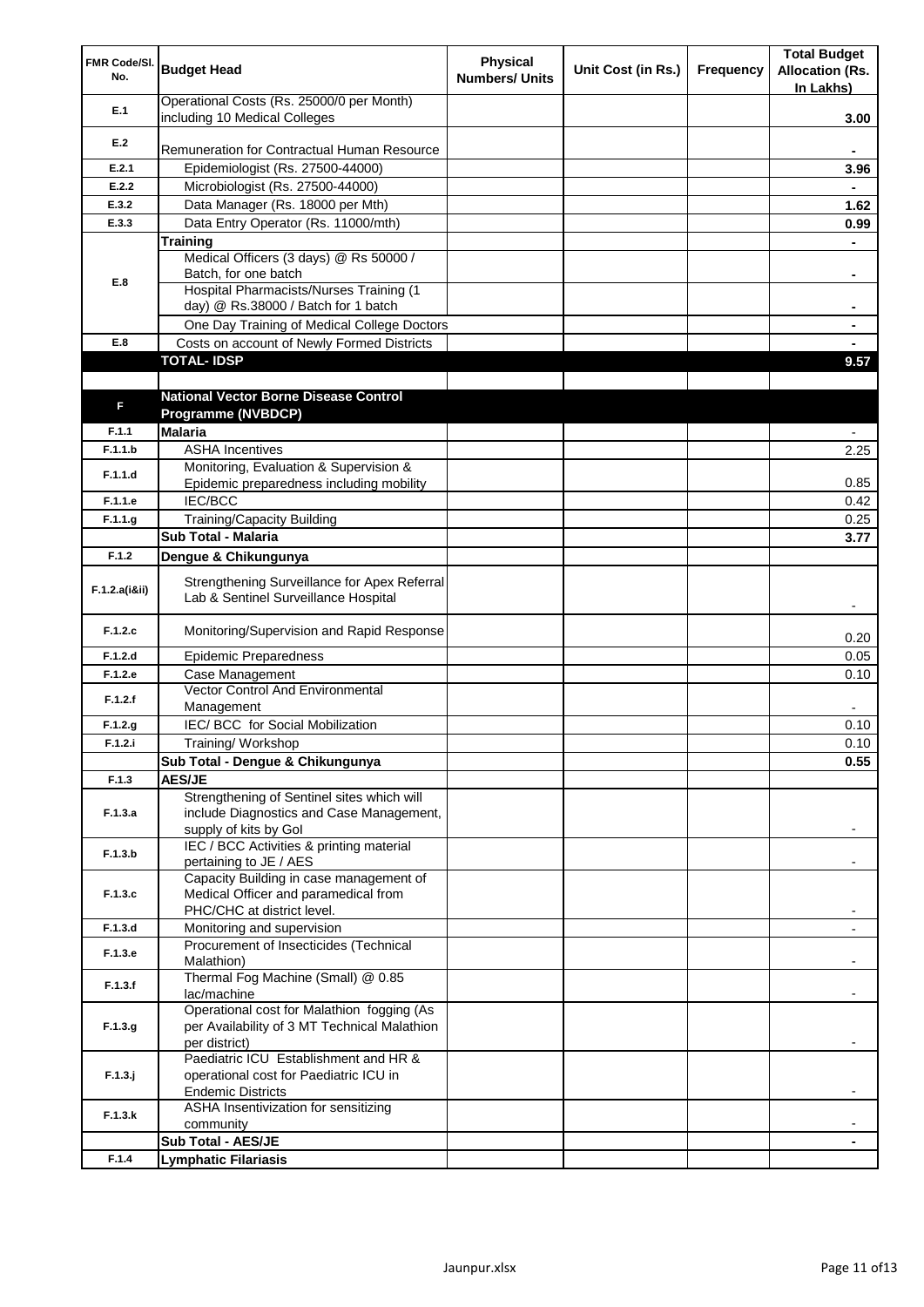| FMR Code/Sl. No. | Budget Head | Physical Numbers/ Units | Unit Cost (in Rs.) | Frequency | Total Budget Allocation (Rs. In Lakhs) |
|---|---|---|---|---|---|
| E.1 | Operational Costs (Rs. 25000/0 per Month) including 10 Medical Colleges | | | | 3.00 |
| E.2 | Remuneration for Contractual Human Resource | | | | - |
| E.2.1 | Epidemiologist (Rs. 27500-44000) | | | | 3.96 |
| E.2.2 | Microbiologist (Rs. 27500-44000) | | | | - |
| E.3.2 | Data Manager (Rs. 18000 per Mth) | | | | 1.62 |
| E.3.3 | Data Entry Operator (Rs. 11000/mth) | | | | 0.99 |
| E.8 | **Training** | | | | - |
| | Medical Officers (3 days) @ Rs 50000 / Batch, for one batch | | | | - |
| | Hospital Pharmacists/Nurses Training (1 day) @ Rs.38000 / Batch for 1 batch | | | | - |
| | One Day Training of Medical College Doctors | | | | - |
| E.8 | Costs on account of Newly Formed Districts | | | | - |
| | **TOTAL- IDSP** | | | | **9.57** |
| | | | | | |
| F | **National Vector Borne Disease Control Programme (NVBDCP)** | | | | |
| F.1.1 | **Malaria** | | | | - |
| F.1.1.b | ASHA Incentives | | | | 2.25 |
| F.1.1.d | Monitoring, Evaluation & Supervision & Epidemic preparedness including mobility | | | | 0.85 |
| F.1.1.e | IEC/BCC | | | | 0.42 |
| F.1.1.g | Training/Capacity Building | | | | 0.25 |
| | **Sub Total - Malaria** | | | | **3.77** |
| F.1.2 | **Dengue & Chikungunya** | | | | |
| F.1.2.a(i&ii) | Strengthening Surveillance for Apex Referral Lab & Sentinel Surveillance Hospital | | | | - |
| F.1.2.c | Monitoring/Supervision and Rapid Response | | | | 0.20 |
| F.1.2.d | Epidemic Preparedness | | | | 0.05 |
| F.1.2.e | Case Management | | | | 0.10 |
| F.1.2.f | Vector Control And Environmental Management | | | | - |
| F.1.2.g | IEC/ BCC for Social Mobilization | | | | 0.10 |
| F.1.2.i | Training/ Workshop | | | | 0.10 |
| | **Sub Total - Dengue & Chikungunya** | | | | **0.55** |
| F.1.3 | **AES/JE** | | | | |
| F.1.3.a | Strengthening of Sentinel sites which will include Diagnostics and Case Management, supply of kits by GoI | | | | - |
| F.1.3.b | IEC / BCC Activities & printing material pertaining to JE / AES | | | | - |
| F.1.3.c | Capacity Building in case management of Medical Officer and paramedical from PHC/CHC at district level. | | | | - |
| F.1.3.d | Monitoring and supervision | | | | - |
| F.1.3.e | Procurement of Insecticides (Technical Malathion) | | | | - |
| F.1.3.f | Thermal Fog Machine (Small) @ 0.85 lac/machine | | | | - |
| F.1.3.g | Operational cost for Malathion fogging (As per Availability of 3 MT Technical Malathion per district) | | | | - |
| F.1.3.j | Paediatric ICU Establishment and HR & operational cost for Paediatric ICU in Endemic Districts | | | | - |
| F.1.3.k | ASHA Insentivization for sensitizing community | | | | - |
| | **Sub Total - AES/JE** | | | | **-** |
| F.1.4 | **Lymphatic Filariasis** | | | | |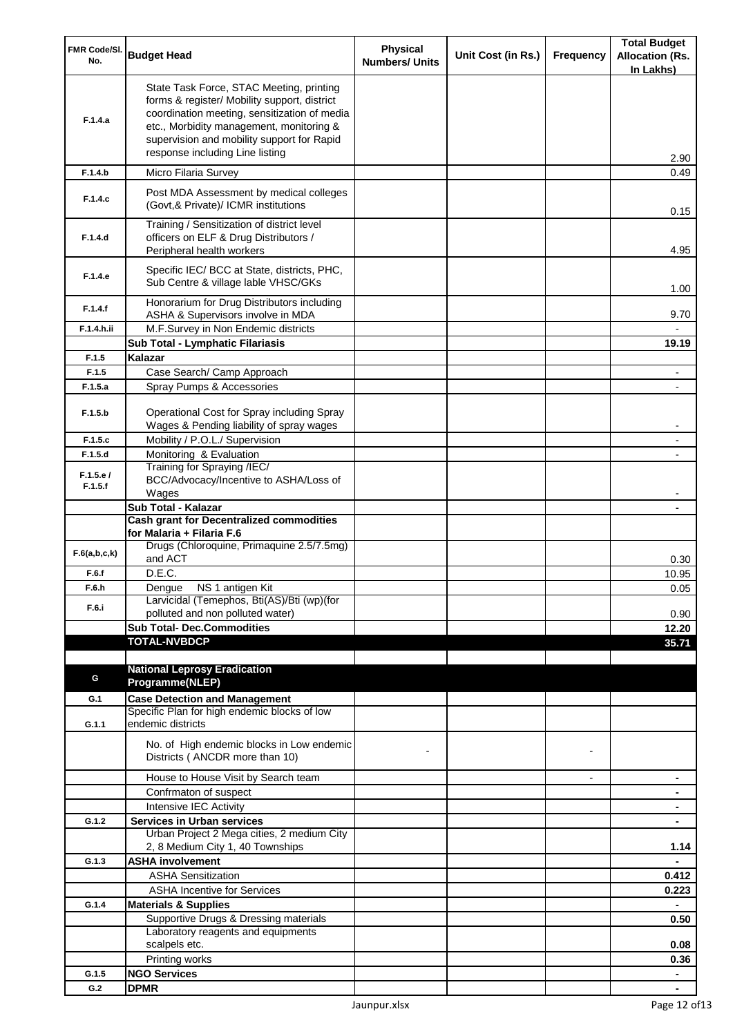| FMR Code/Sl. No. | Budget Head | Physical Numbers/ Units | Unit Cost (in Rs.) | Frequency | Total Budget Allocation (Rs. In Lakhs) |
|---|---|---|---|---|---|
| F.1.4.a | State Task Force, STAC Meeting, printing forms & register/ Mobility support, district coordination meeting, sensitization of media etc., Morbidity management, monitoring & supervision and mobility support for Rapid response including Line listing | | | | 2.90 |
| F.1.4.b | Micro Filaria Survey | | | | 0.49 |
| F.1.4.c | Post MDA Assessment by medical colleges (Govt,& Private)/ ICMR institutions | | | | 0.15 |
| F.1.4.d | Training / Sensitization of district level officers on ELF & Drug Distributors / Peripheral health workers | | | | 4.95 |
| F.1.4.e | Specific IEC/ BCC at State, districts, PHC, Sub Centre & village lable VHSC/GKs | | | | 1.00 |
| F.1.4.f | Honorarium for Drug Distributors including ASHA & Supervisors involve in MDA | | | | 9.70 |
| F.1.4.h.ii | M.F.Survey in Non Endemic districts | | | | - |
| | **Sub Total - Lymphatic Filariasis** | | | | **19.19** |
| F.1.5 | **Kalazar** | | | | |
| F.1.5 | Case Search/ Camp Approach | | | | - |
| F.1.5.a | Spray Pumps & Accessories | | | | - |
| F.1.5.b | Operational Cost for Spray including Spray Wages & Pending liability of spray wages | | | | - |
| F.1.5.c | Mobility / P.O.L./ Supervision | | | | - |
| F.1.5.d | Monitoring & Evaluation | | | | - |
| F.1.5.e / F.1.5.f | Training for Spraying /IEC/ BCC/Advocacy/Incentive to ASHA/Loss of Wages | | | | - |
| | **Sub Total - Kalazar** | | | | **-** |
| | **Cash grant for Decentralized commodities for Malaria + Filaria F.6** | | | | |
| F.6(a,b,c,k) | Drugs (Chloroquine, Primaquine 2.5/7.5mg) and ACT | | | | 0.30 |
| F.6.f | D.E.C. | | | | 10.95 |
| F.6.h | Dengue NS 1 antigen Kit | | | | 0.05 |
| F.6.i | Larvicidal (Temephos, Bti(AS)/Bti (wp)(for polluted and non polluted water) | | | | 0.90 |
| | **Sub Total- Dec.Commodities** | | | | **12.20** |
| | **TOTAL-NVBDCP** | | | | **35.71** |
| | | | | | |
| G | **National Leprosy Eradication Programme(NLEP)** | | | | |
| G.1 | **Case Detection and Management** | | | | |
| G.1.1 | Specific Plan for high endemic blocks of low endemic districts | | | | |
| | No. of High endemic blocks in Low endemic Districts ( ANCDR more than 10) | - | | - | |
| | House to House Visit by Search team | | | - | **-** |
| | Confrmaton of suspect | | | | **-** |
| | Intensive IEC Activity | | | | **-** |
| G.1.2 | **Services in Urban services** | | | | **-** |
| | Urban Project 2 Mega cities, 2 medium City 2, 8 Medium City 1, 40 Townships | | | | **1.14** |
| G.1.3 | **ASHA involvement** | | | | **-** |
| | ASHA Sensitization | | | | **0.412** |
| | ASHA Incentive for Services | | | | **0.223** |
| G.1.4 | **Materials & Supplies** | | | | **-** |
| | Supportive Drugs & Dressing materials | | | | **0.50** |
| | Laboratory reagents and equipments scalpels etc. | | | | **0.08** |
| | Printing works | | | | **0.36** |
| G.1.5 | **NGO Services** | | | | **-** |
| G.2 | **DPMR** | | | | **-** |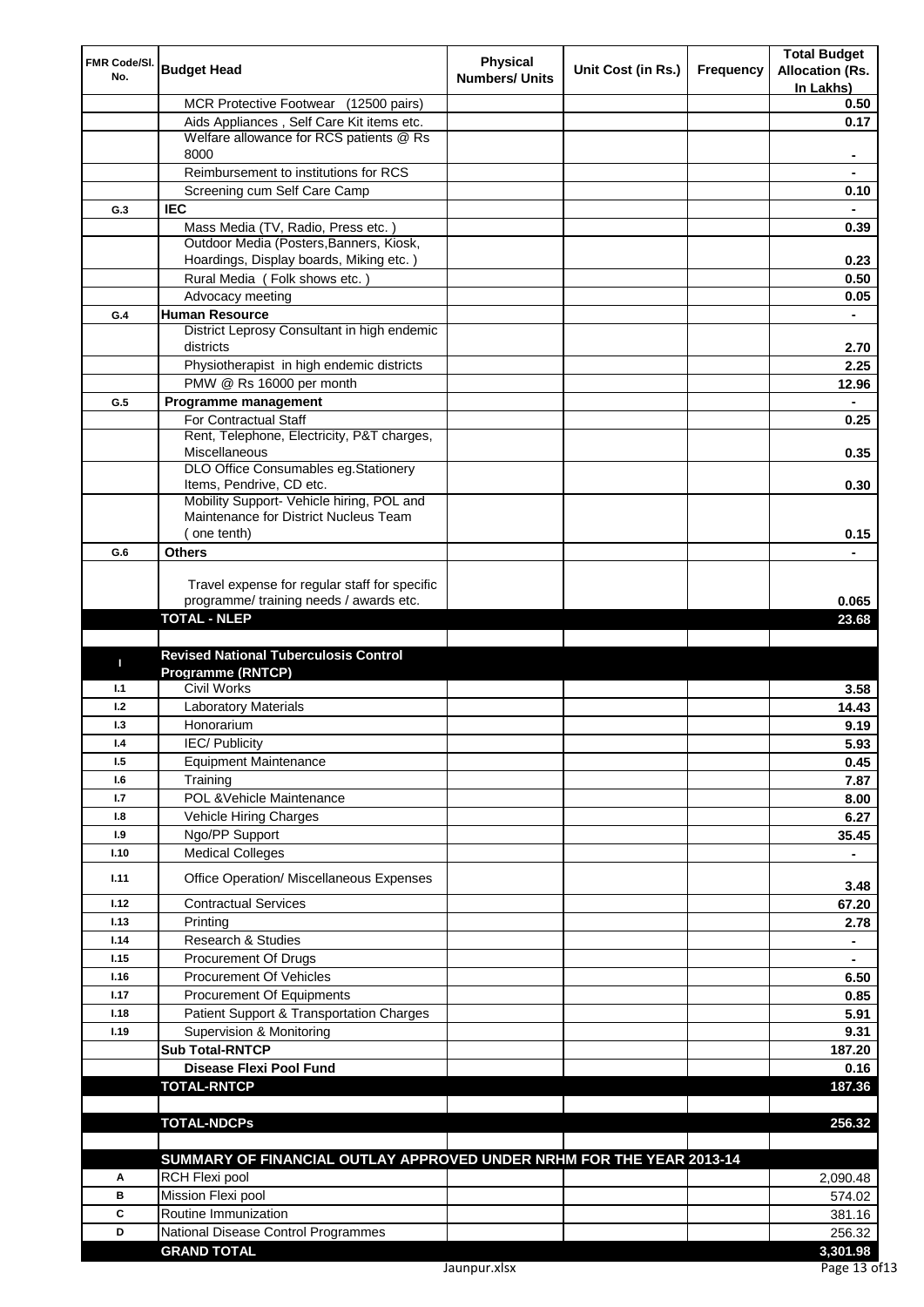| FMR Code/Sl. No. | Budget Head | Physical Numbers/ Units | Unit Cost (in Rs.) | Frequency | Total Budget Allocation (Rs. In Lakhs) |
|---|---|---|---|---|---|
| | MCR Protective Footwear (12500 pairs) | | | | 0.50 |
| | Aids Appliances , Self Care Kit items etc. | | | | 0.17 |
| | Welfare allowance for RCS patients @ Rs 8000 | | | | - |
| | Reimbursement to institutions for RCS | | | | - |
| | Screening cum Self Care Camp | | | | 0.10 |
| G.3 | **IEC** | | | | - |
| | Mass Media (TV, Radio, Press etc. ) | | | | 0.39 |
| | Outdoor Media (Posters,Banners, Kiosk, Hoardings, Display boards, Miking etc. ) | | | | 0.23 |
| | Rural Media ( Folk shows etc. ) | | | | 0.50 |
| | Advocacy meeting | | | | 0.05 |
| G.4 | **Human Resource** | | | | - |
| | District Leprosy Consultant in high endemic districts | | | | 2.70 |
| | Physiotherapist in high endemic districts | | | | 2.25 |
| | PMW @ Rs 16000 per month | | | | 12.96 |
| G.5 | **Programme management** | | | | - |
| | For Contractual Staff | | | | 0.25 |
| | Rent, Telephone, Electricity, P&T charges, Miscellaneous | | | | 0.35 |
| | DLO Office Consumables eg.Stationery Items, Pendrive, CD etc. | | | | 0.30 |
| | Mobility Support- Vehicle hiring, POL and Maintenance for District Nucleus Team ( one tenth) | | | | 0.15 |
| G.6 | **Others** | | | | - |
| | Travel expense for regular staff for specific programme/ training needs / awards etc. | | | | 0.065 |
| | **TOTAL - NLEP** | | | | **23.68** |
| | | | | | |
| I | **Revised National Tuberculosis Control Programme (RNTCP)** | | | | |
| I.1 | Civil Works | | | | 3.58 |
| I.2 | Laboratory Materials | | | | 14.43 |
| I.3 | Honorarium | | | | 9.19 |
| I.4 | IEC/ Publicity | | | | 5.93 |
| I.5 | Equipment Maintenance | | | | 0.45 |
| I.6 | Training | | | | 7.87 |
| I.7 | POL &Vehicle Maintenance | | | | 8.00 |
| I.8 | Vehicle Hiring Charges | | | | 6.27 |
| I.9 | Ngo/PP Support | | | | 35.45 |
| I.10 | Medical Colleges | | | | - |
| I.11 | Office Operation/ Miscellaneous Expenses | | | | 3.48 |
| I.12 | Contractual Services | | | | 67.20 |
| I.13 | Printing | | | | 2.78 |
| I.14 | Research & Studies | | | | - |
| I.15 | Procurement Of Drugs | | | | - |
| I.16 | Procurement Of Vehicles | | | | 6.50 |
| I.17 | Procurement Of Equipments | | | | 0.85 |
| I.18 | Patient Support & Transportation Charges | | | | 5.91 |
| I.19 | Supervision & Monitoring | | | | 9.31 |
| | **Sub Total-RNTCP** | | | | **187.20** |
| | **Disease Flexi Pool Fund** | | | | **0.16** |
| | **TOTAL-RNTCP** | | | | **187.36** |
| | | | | | |
| | **TOTAL-NDCPs** | | | | **256.32** |
| | | | | | |
| | **SUMMARY OF FINANCIAL OUTLAY APPROVED UNDER NRHM FOR THE YEAR 2013-14** | | | | |
| A | RCH Flexi pool | | | | 2,090.48 |
| B | Mission Flexi pool | | | | 574.02 |
| C | Routine Immunization | | | | 381.16 |
| D | National Disease Control Programmes | | | | 256.32 |
| | **GRAND TOTAL** | | | | **3,301.98** |